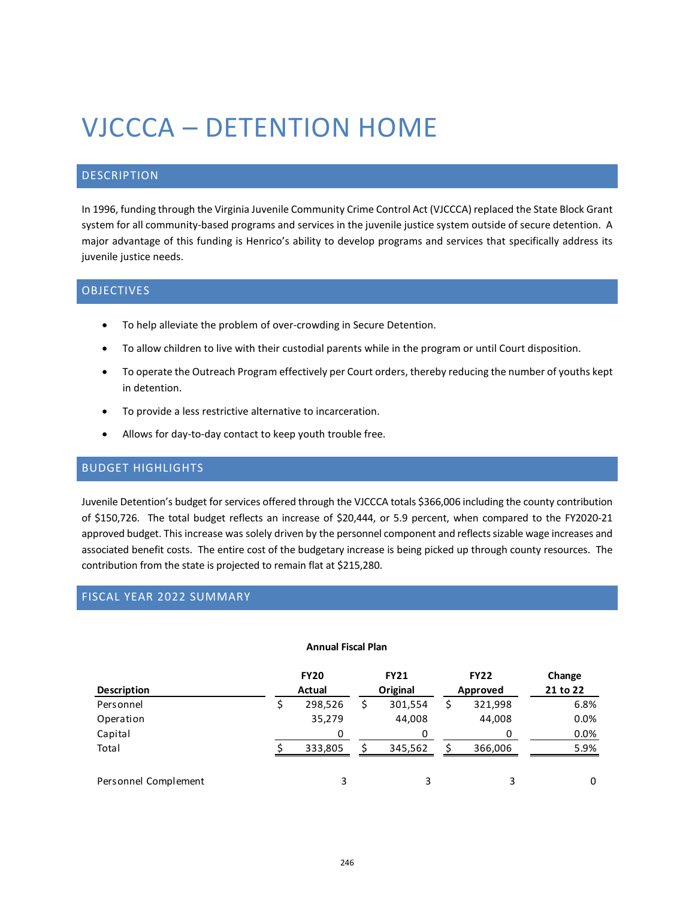# VJCCCA – DETENTION HOME

## DESCRIPTION

In 1996, funding through the Virginia Juvenile Community Crime Control Act (VJCCCA) replaced the State Block Grant system for all community-based programs and services in the juvenile justice system outside of secure detention. A major advantage of this funding is Henrico's ability to develop programs and services that specifically address its juvenile justice needs.

## OBJECTIVES

- To help alleviate the problem of over-crowding in Secure Detention.
- To allow children to live with their custodial parents while in the program or until Court disposition.
- To operate the Outreach Program effectively per Court orders, thereby reducing the number of youths kept in detention.
- To provide a less restrictive alternative to incarceration.
- Allows for day-to-day contact to keep youth trouble free.

## BUDGET HIGHLIGHTS

Juvenile Detention's budget for services offered through the VJCCCA totals $366,006 including the county contribution of $150,726. The total budget reflects an increase of $20,444, or 5.9 percent, when compared to the FY2020-21 approved budget. This increase was solely driven by the personnel component and reflects sizable wage increases and associated benefit costs. The entire cost of the budgetary increase is being picked up through county resources. The contribution from the state is projected to remain flat at $215,280.

## FISCAL YEAR 2022 SUMMARY

**Annual Fiscal Plan**

| Description | FY20 Actual | FY21 Original | FY22 Approved | Change 21 to 22 |
|---|---|---|---|---|
| Personnel | $ 298,526 | $ 301,554 | $ 321,998 | 6.8% |
| Operation | 35,279 | 44,008 | 44,008 | 0.0% |
| Capital | 0 | 0 | 0 | 0.0% |
| Total | $ 333,805 | $ 345,562 | $ 366,006 | 5.9% |
| | | | | |
| Personnel Complement | 3 | 3 | 3 | 0 |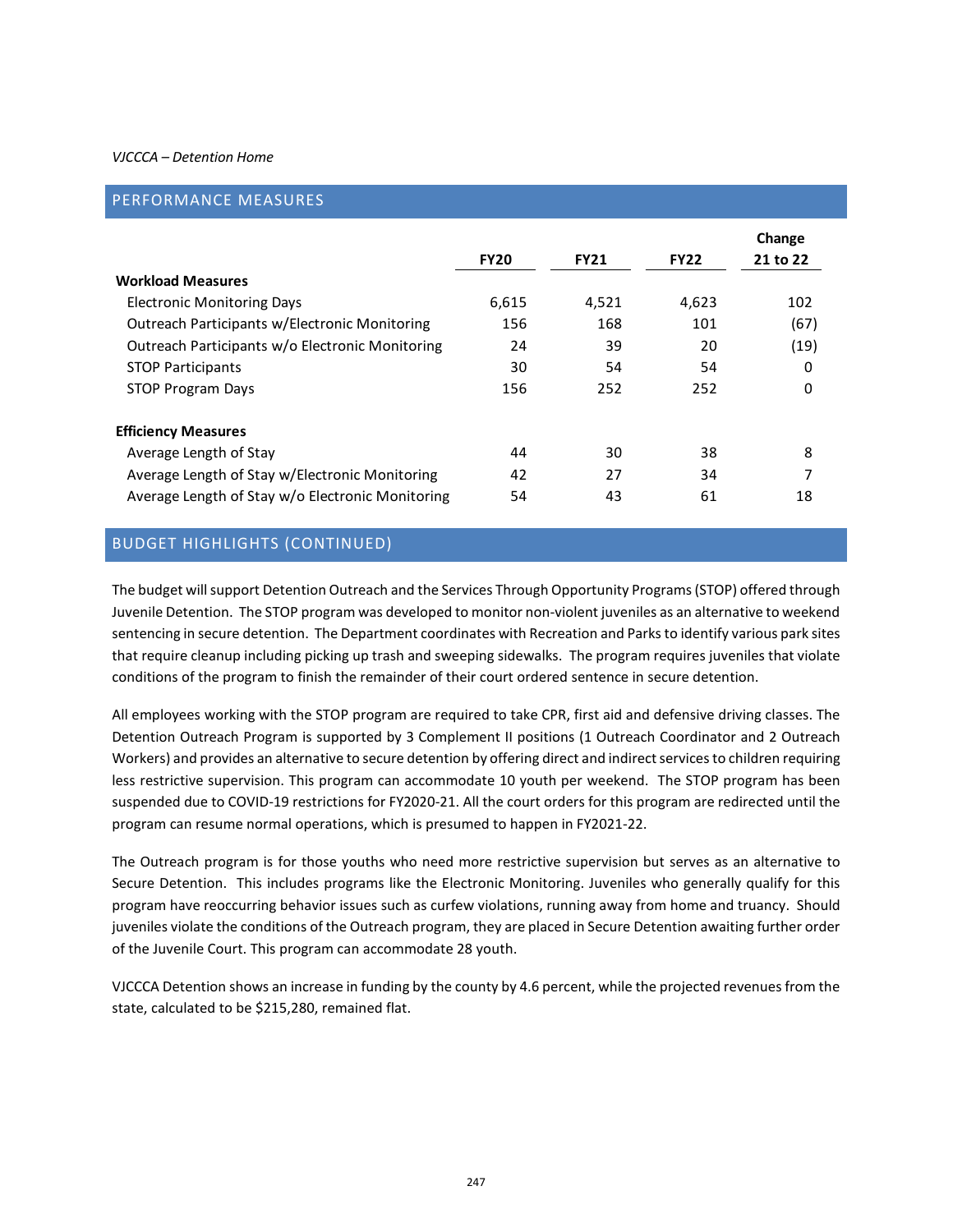*VJCCCA – Detention Home*

## PERFORMANCE MEASURES

| | FY20 | FY21 | FY22 | Change 21 to 22 |
|---|---|---|---|---|
| **Workload Measures** | | | | |
| Electronic Monitoring Days | 6,615 | 4,521 | 4,623 | 102 |
| Outreach Participants w/Electronic Monitoring | 156 | 168 | 101 | (67) |
| Outreach Participants w/o Electronic Monitoring | 24 | 39 | 20 | (19) |
| STOP Participants | 30 | 54 | 54 | 0 |
| STOP Program Days | 156 | 252 | 252 | 0 |
| **Efficiency Measures** | | | | |
| Average Length of Stay | 44 | 30 | 38 | 8 |
| Average Length of Stay w/Electronic Monitoring | 42 | 27 | 34 | 7 |
| Average Length of Stay w/o Electronic Monitoring | 54 | 43 | 61 | 18 |

## BUDGET HIGHLIGHTS (CONTINUED)

The budget will support Detention Outreach and the Services Through Opportunity Programs (STOP) offered through Juvenile Detention. The STOP program was developed to monitor non-violent juveniles as an alternative to weekend sentencing in secure detention. The Department coordinates with Recreation and Parks to identify various park sites that require cleanup including picking up trash and sweeping sidewalks. The program requires juveniles that violate conditions of the program to finish the remainder of their court ordered sentence in secure detention.

All employees working with the STOP program are required to take CPR, first aid and defensive driving classes. The Detention Outreach Program is supported by 3 Complement II positions (1 Outreach Coordinator and 2 Outreach Workers) and provides an alternative to secure detention by offering direct and indirect services to children requiring less restrictive supervision. This program can accommodate 10 youth per weekend. The STOP program has been suspended due to COVID-19 restrictions for FY2020-21. All the court orders for this program are redirected until the program can resume normal operations, which is presumed to happen in FY2021-22.

The Outreach program is for those youths who need more restrictive supervision but serves as an alternative to Secure Detention. This includes programs like the Electronic Monitoring. Juveniles who generally qualify for this program have reoccurring behavior issues such as curfew violations, running away from home and truancy. Should juveniles violate the conditions of the Outreach program, they are placed in Secure Detention awaiting further order of the Juvenile Court. This program can accommodate 28 youth.

VJCCCA Detention shows an increase in funding by the county by 4.6 percent, while the projected revenues from the state, calculated to be $215,280, remained flat.